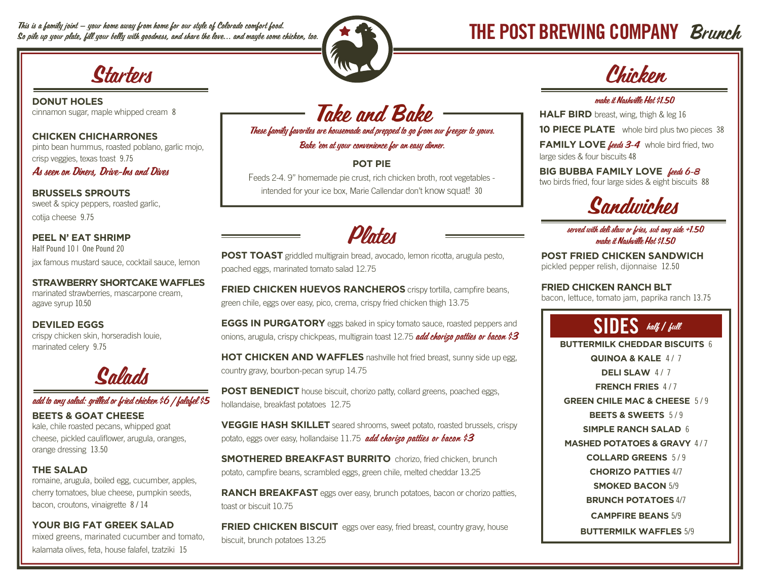*This is a family joint – your home away from home for our style of Colorado comfort food.*
*So pile up your plate, fill your belly with goodness, and share the love... and maybe some chicken, too.*

# THE POST BREWING COMPANY *Brunch*

## Starters

**DONUT HOLES**
cinnamon sugar, maple whipped cream 8

**CHICKEN CHICHARRONES**
pinto bean hummus, roasted poblano, garlic mojo, crisp veggies, texas toast 9.75
*As seen on Diners, Drive-Ins and Dives*

**BRUSSELS SPROUTS**
sweet & spicy peppers, roasted garlic, cotija cheese 9.75

**PEEL N' EAT SHRIMP**
Half Pound 10 | One Pound 20
jax famous mustard sauce, cocktail sauce, lemon

**STRAWBERRY SHORTCAKE WAFFLES**
marinated strawberries, mascarpone cream, agave syrup 10.50

**DEVILED EGGS**
crispy chicken skin, horseradish louie, marinated celery 9.75

## Salads

*add to any salad: grilled or fried chicken $6 / falafel $5*

**BEETS & GOAT CHEESE**
kale, chile roasted pecans, whipped goat cheese, pickled cauliflower, arugula, oranges, orange dressing 13.50

**THE SALAD**
romaine, arugula, boiled egg, cucumber, apples, cherry tomatoes, blue cheese, pumpkin seeds, bacon, croutons, vinaigrette 8 / 14

**YOUR BIG FAT GREEK SALAD**
mixed greens, marinated cucumber and tomato, kalamata olives, feta, house falafel, tzatziki 15

## Take and Bake

*These family favorites are housemade and prepped to go from our freezer to yours. Bake 'em at your convenience for an easy dinner.*

**POT PIE**
Feeds 2-4. 9" homemade pie crust, rich chicken broth, root vegetables - intended for your ice box, Marie Callendar don't know squat! 30

## Plates

**POST TOAST** griddled multigrain bread, avocado, lemon ricotta, arugula pesto, poached eggs, marinated tomato salad 12.75

**FRIED CHICKEN HUEVOS RANCHEROS** crispy tortilla, campfire beans, green chile, eggs over easy, pico, crema, crispy fried chicken thigh 13.75

**EGGS IN PURGATORY** eggs baked in spicy tomato sauce, roasted peppers and onions, arugula, crispy chickpeas, multigrain toast 12.75 *add chorizo patties or bacon $3*

**HOT CHICKEN AND WAFFLES** nashville hot fried breast, sunny side up egg, country gravy, bourbon-pecan syrup 14.75

**POST BENEDICT** house biscuit, chorizo patty, collard greens, poached eggs, hollandaise, breakfast potatoes 12.75

**VEGGIE HASH SKILLET** seared shrooms, sweet potato, roasted brussels, crispy potato, eggs over easy, hollandaise 11.75 *add chorizo patties or bacon $3*

**SMOTHERED BREAKFAST BURRITO** chorizo, fried chicken, brunch potato, campfire beans, scrambled eggs, green chile, melted cheddar 13.25

**RANCH BREAKFAST** eggs over easy, brunch potatoes, bacon or chorizo patties, toast or biscuit 10.75

**FRIED CHICKEN BISCUIT** eggs over easy, fried breast, country gravy, house biscuit, brunch potatoes 13.25

## Chicken

*make it Nashville Hot $1.50*

**HALF BIRD** breast, wing, thigh & leg 16

**10 PIECE PLATE** whole bird plus two pieces 38

**FAMILY LOVE** *feeds 3-4* whole bird fried, two large sides & four biscuits 48

**BIG BUBBA FAMILY LOVE** *feeds 6-8* two birds fried, four large sides & eight biscuits 88

## Sandwiches

*served with deli slaw or fries, sub any side +1.50*
*make it Nashville Hot $1.50*

**POST FRIED CHICKEN SANDWICH**
pickled pepper relish, dijonnaise 12.50

**FRIED CHICKEN RANCH BLT**
bacon, lettuce, tomato jam, paprika ranch 13.75

## SIDES *half / full*

**BUTTERMILK CHEDDAR BISCUITS** 6
**QUINOA & KALE** 4 / 7
**DELI SLAW** 4 / 7
**FRENCH FRIES** 4 / 7
**GREEN CHILE MAC & CHEESE** 5 / 9
**BEETS & SWEETS** 5 / 9
**SIMPLE RANCH SALAD** 6
**MASHED POTATOES & GRAVY** 4 / 7
**COLLARD GREENS** 5 / 9
**CHORIZO PATTIES** 4/7
**SMOKED BACON** 5/9
**BRUNCH POTATOES** 4/7
**CAMPFIRE BEANS** 5/9
**BUTTERMILK WAFFLES** 5/9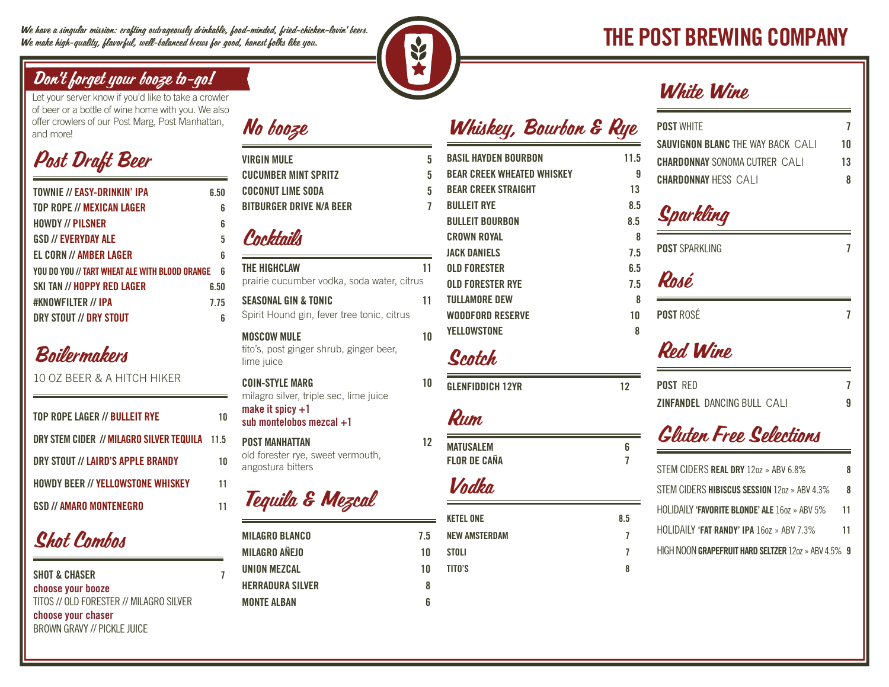*We have a singular mission: crafting outrageously drinkable, food-minded, fried-chicken-lovin' beers. We make high-quality, flavorful, well-balanced brews for good, honest folks like you.*

# THE POST BREWING COMPANY

## Don't forget your booze to-go!

Let your server know if you'd like to take a crowler of beer or a bottle of wine home with you. We also offer crowlers of our Post Marg, Post Manhattan, and more!

## Post Draft Beer

| | |
|---|---|
| **TOWNIE // EASY-DRINKIN' IPA** | 6.50 |
| **TOP ROPE // MEXICAN LAGER** | 6 |
| **HOWDY // PILSNER** | 6 |
| **GSD // EVERYDAY ALE** | 5 |
| **EL CORN // AMBER LAGER** | 6 |
| **YOU DO YOU // TART WHEAT ALE WITH BLOOD ORANGE** | 6 |
| **SKI TAN // HOPPY RED LAGER** | 6.50 |
| **#KNOWFILTER // IPA** | 7.75 |
| **DRY STOUT // DRY STOUT** | 6 |

## Boilermakers

10 OZ BEER & A HITCH HIKER

| | |
|---|---|
| **TOP ROPE LAGER // BULLEIT RYE** | 10 |
| **DRY STEM CIDER // MILAGRO SILVER TEQUILA** | 11.5 |
| **DRY STOUT // LAIRD'S APPLE BRANDY** | 10 |
| **HOWDY BEER // YELLOWSTONE WHISKEY** | 11 |
| **GSD // AMARO MONTENEGRO** | 11 |

## Shot Combos

**SHOT & CHASER** 7

**choose your booze**
TITOS // OLD FORESTER // MILAGRO SILVER

**choose your chaser**
BROWN GRAVY // PICKLE JUICE

## No booze

| | |
|---|---|
| **VIRGIN MULE** | 5 |
| **CUCUMBER MINT SPRITZ** | 5 |
| **COCONUT LIME SODA** | 5 |
| **BITBURGER DRIVE N/A BEER** | 7 |

## Cocktails

**THE HIGHCLAW** 11
prairie cucumber vodka, soda water, citrus

**SEASONAL GIN & TONIC** 11
Spirit Hound gin, fever tree tonic, citrus

**MOSCOW MULE** 10
tito's, post ginger shrub, ginger beer, lime juice

**COIN-STYLE MARG** 10
milagro silver, triple sec, lime juice
**make it spicy +1**
**sub montelobos mezcal +1**

**POST MANHATTAN** 12
old forester rye, sweet vermouth, angostura bitters

## Tequila & Mezcal

| | |
|---|---|
| **MILAGRO BLANCO** | 7.5 |
| **MILAGRO AÑEJO** | 10 |
| **UNION MEZCAL** | 10 |
| **HERRADURA SILVER** | 8 |
| **MONTE ALBAN** | 6 |

## Whiskey, Bourbon & Rye

| | |
|---|---|
| **BASIL HAYDEN BOURBON** | 11.5 |
| **BEAR CREEK WHEATED WHISKEY** | 9 |
| **BEAR CREEK STRAIGHT** | 13 |
| **BULLEIT RYE** | 8.5 |
| **BULLEIT BOURBON** | 8.5 |
| **CROWN ROYAL** | 8 |
| **JACK DANIELS** | 7.5 |
| **OLD FORESTER** | 6.5 |
| **OLD FORESTER RYE** | 7.5 |
| **TULLAMORE DEW** | 8 |
| **WOODFORD RESERVE** | 10 |
| **YELLOWSTONE** | 8 |

## Scotch

| | |
|---|---|
| **GLENFIDDICH 12YR** | 12 |

## Rum

| | |
|---|---|
| **MATUSALEM** | 6 |
| **FLOR DE CAÑA** | 7 |

## Vodka

| | |
|---|---|
| **KETEL ONE** | 8.5 |
| **NEW AMSTERDAM** | 7 |
| **STOLI** | 7 |
| **TITO'S** | 8 |

## White Wine

| | |
|---|---|
| **POST** WHITE | 7 |
| **SAUVIGNON BLANC** THE WAY BACK CALI | 10 |
| **CHARDONNAY** SONOMA CUTRER CALI | 13 |
| **CHARDONNAY** HESS CALI | 8 |

## Sparkling

| | |
|---|---|
| **POST** SPARKLING | 7 |

## Rosé

| | |
|---|---|
| **POST** ROSÉ | 7 |

## Red Wine

| | |
|---|---|
| **POST** RED | 7 |
| **ZINFANDEL** DANCING BULL CALI | 9 |

## Gluten Free Selections

| | |
|---|---|
| STEM CIDERS **REAL DRY** 12oz » ABV 6.8% | 8 |
| STEM CIDERS **HIBISCUS SESSION** 12oz » ABV 4.3% | 8 |
| HOLIDAILY **'FAVORITE BLONDE' ALE** 16oz » ABV 5% | 11 |
| HOLIDAILY **'FAT RANDY' IPA** 16oz » ABV 7.3% | 11 |
| HIGH NOON **GRAPEFRUIT HARD SELTZER** 12oz » ABV 4.5% | 9 |